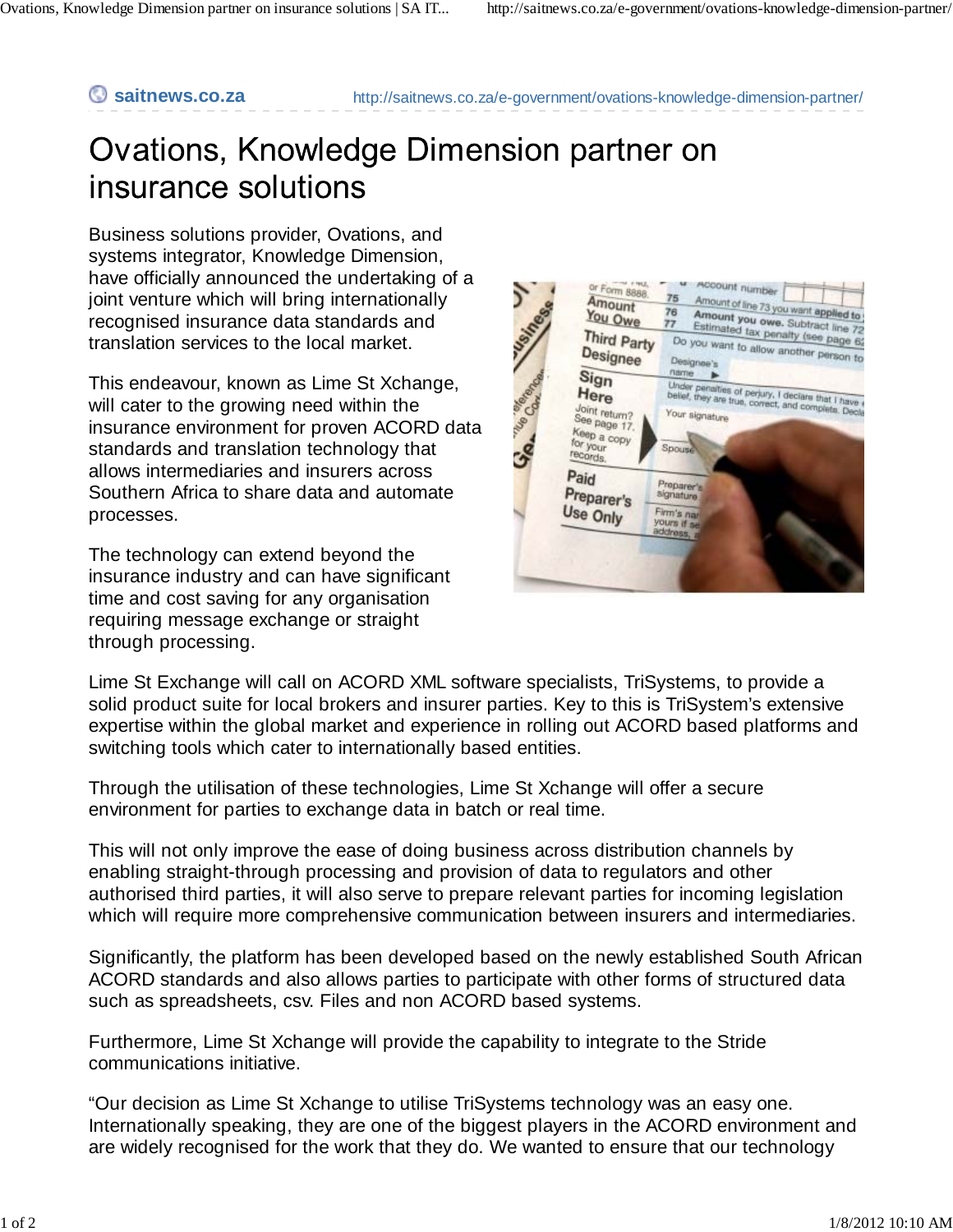saitnews.co.za http://saitnews.co.za/e-government/ovations-knowledge-dimension-partner/

# Ovations, Knowledge Dimension partner on insurance solutions

Business solutions provider, Ovations, and systems integrator, Knowledge Dimension, have officially announced the undertaking of a joint venture which will bring internationally recognised insurance data standards and translation services to the local market.

This endeavour, known as Lime St Xchange, will cater to the growing need within the insurance environment for proven ACORD data standards and translation technology that allows intermediaries and insurers across Southern Africa to share data and automate processes.

The technology can extend beyond the insurance industry and can have significant time and cost saving for any organisation requiring message exchange or straight through processing.

Lime St Exchange will call on ACORD XML software specialists, TriSystems, to provide a solid product suite for local brokers and insurer parties. Key to this is TriSystem's extensive expertise within the global market and experience in rolling out ACORD based platforms and switching tools which cater to internationally based entities.

Through the utilisation of these technologies, Lime St Xchange will offer a secure environment for parties to exchange data in batch or real time.

This will not only improve the ease of doing business across distribution channels by enabling straight-through processing and provision of data to regulators and other authorised third parties, it will also serve to prepare relevant parties for incoming legislation which will require more comprehensive communication between insurers and intermediaries.

Significantly, the platform has been developed based on the newly established South African ACORD standards and also allows parties to participate with other forms of structured data such as spreadsheets, csv. Files and non ACORD based systems.

Furthermore, Lime St Xchange will provide the capability to integrate to the Stride communications initiative.

"Our decision as Lime St Xchange to utilise TriSystems technology was an easy one. Internationally speaking, they are one of the biggest players in the ACORD environment and are widely recognised for the work that they do. We wanted to ensure that our technology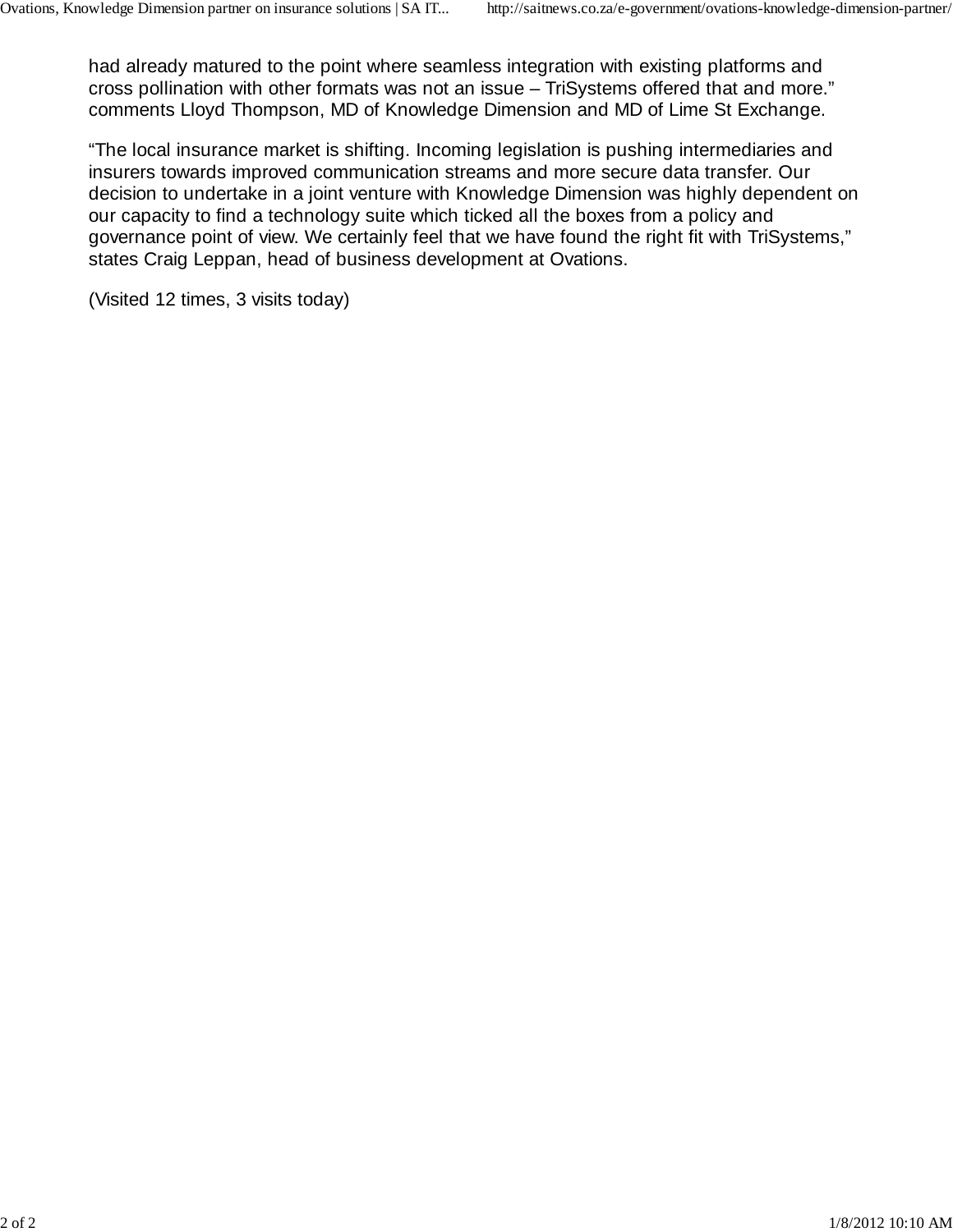had already matured to the point where seamless integration with existing platforms and cross pollination with other formats was not an issue – TriSystems offered that and more." comments Lloyd Thompson, MD of Knowledge Dimension and MD of Lime St Exchange.

"The local insurance market is shifting. Incoming legislation is pushing intermediaries and insurers towards improved communication streams and more secure data transfer. Our decision to undertake in a joint venture with Knowledge Dimension was highly dependent on our capacity to find a technology suite which ticked all the boxes from a policy and governance point of view. We certainly feel that we have found the right fit with TriSystems," states Craig Leppan, head of business development at Ovations.

(Visited 12 times, 3 visits today)